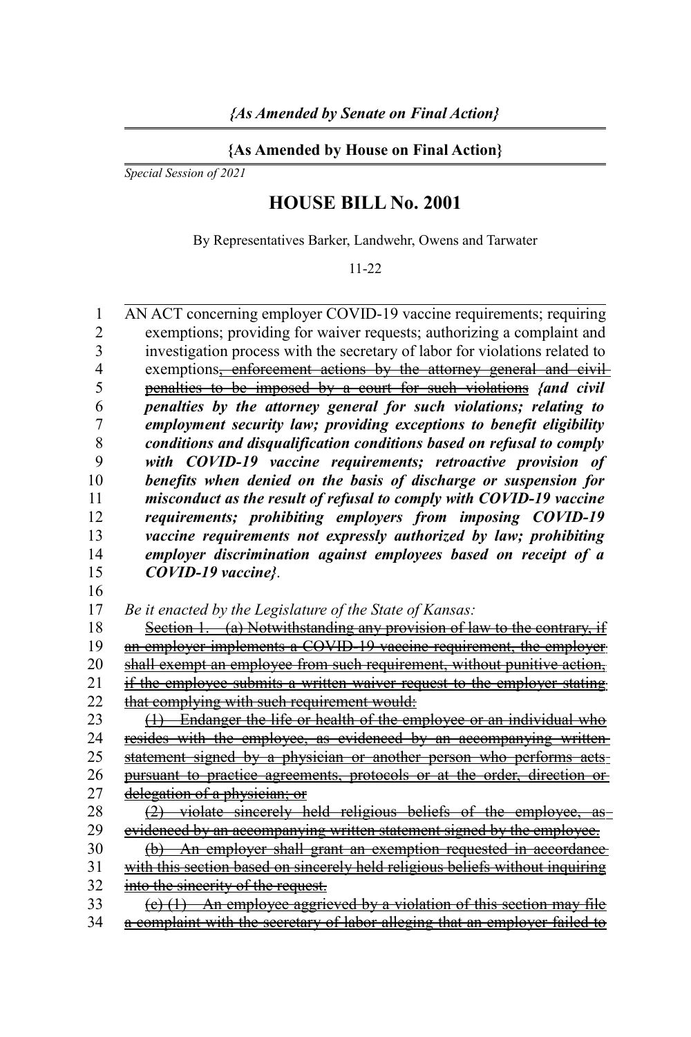*{As Amended by Senate on Final Action}*

**{As Amended by House on Final Action}**

*Special Session of 2021*

# HOUSE BILL No. 2001

By Representatives Barker, Landwehr, Owens and Tarwater

11-22

AN ACT concerning employer COVID-19 vaccine requirements; requiring exemptions; providing for waiver requests; authorizing a complaint and investigation process with the secretary of labor for violations related to exemptions~~, enforcement actions by the attorney general and civil penalties to be imposed by a court for such violations~~ ***{and civil penalties by the attorney general for such violations; relating to employment security law; providing exceptions to benefit eligibility conditions and disqualification conditions based on refusal to comply with COVID-19 vaccine requirements; retroactive provision of benefits when denied on the basis of discharge or suspension for misconduct as the result of refusal to comply with COVID-19 vaccine requirements; prohibiting employers from imposing COVID-19 vaccine requirements not expressly authorized by law; prohibiting employer discrimination against employees based on receipt of a COVID-19 vaccine}***.

*Be it enacted by the Legislature of the State of Kansas:*

~~Section 1. (a) Notwithstanding any provision of law to the contrary, if an employer implements a COVID-19 vaccine requirement, the employer shall exempt an employee from such requirement, without punitive action, if the employee submits a written waiver request to the employer stating that complying with such requirement would:~~

~~(1) Endanger the life or health of the employee or an individual who resides with the employee, as evidenced by an accompanying written statement signed by a physician or another person who performs acts pursuant to practice agreements, protocols or at the order, direction or delegation of a physician; or~~

~~(2) violate sincerely held religious beliefs of the employee, as evidenced by an accompanying written statement signed by the employee.~~

~~(b) An employer shall grant an exemption requested in accordance with this section based on sincerely held religious beliefs without inquiring into the sincerity of the request.~~

~~(c) (1) An employee aggrieved by a violation of this section may file a complaint with the secretary of labor alleging that an employer failed to~~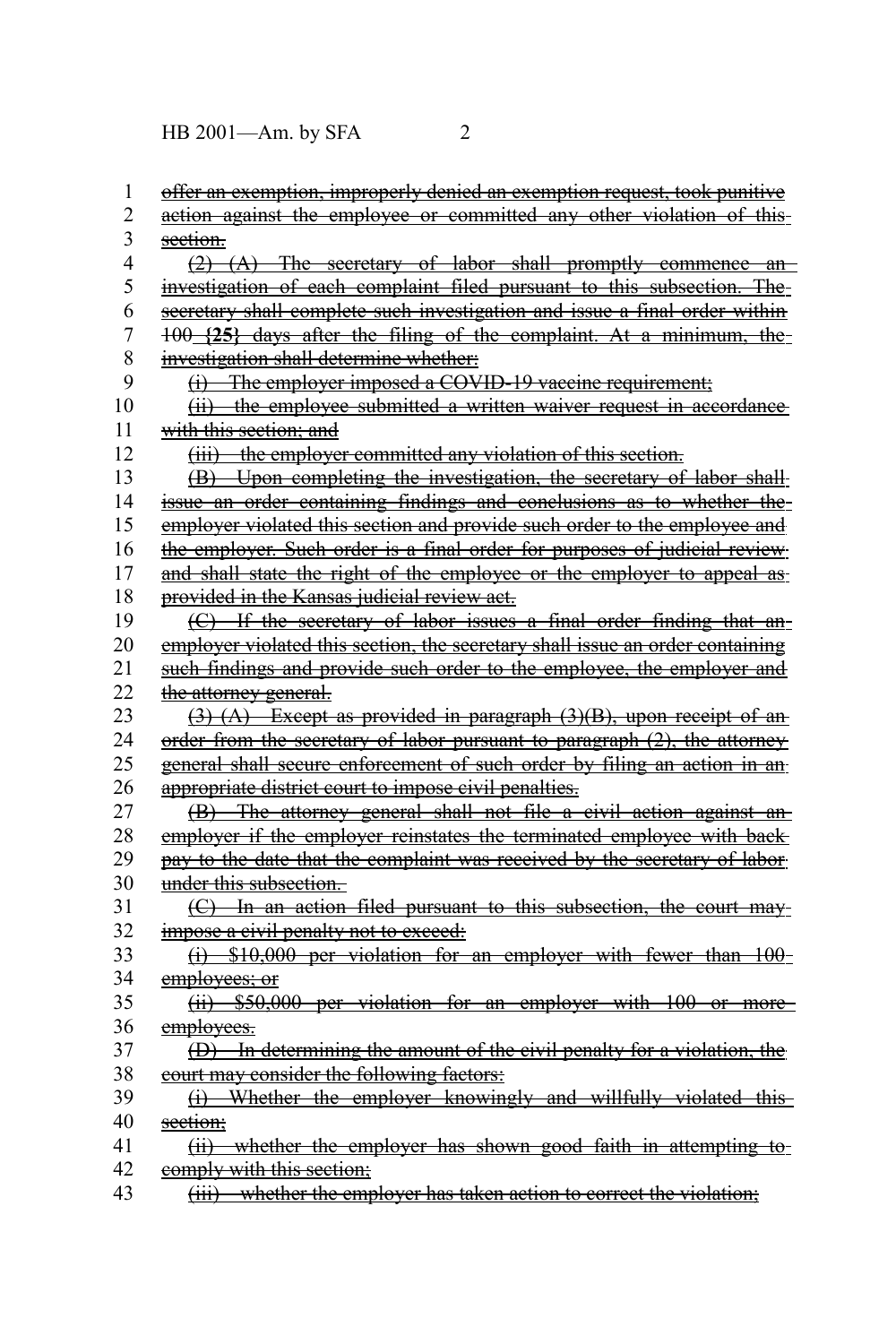~~offer an exemption, improperly denied an exemption request, took punitive action against the employee or committed any other violation of this section.~~

~~(2) (A) The secretary of labor shall promptly commence an investigation of each complaint filed pursuant to this subsection. The secretary shall complete such investigation and issue a final order within 100~~ **{25}** ~~days after the filing of the complaint. At a minimum, the investigation shall determine whether:~~

~~(i) The employer imposed a COVID-19 vaccine requirement;~~

~~(ii) the employee submitted a written waiver request in accordance with this section; and~~

~~(iii) the employer committed any violation of this section.~~

~~(B) Upon completing the investigation, the secretary of labor shall issue an order containing findings and conclusions as to whether the employer violated this section and provide such order to the employee and the employer. Such order is a final order for purposes of judicial review and shall state the right of the employee or the employer to appeal as provided in the Kansas judicial review act.~~

~~(C) If the secretary of labor issues a final order finding that an employer violated this section, the secretary shall issue an order containing such findings and provide such order to the employee, the employer and the attorney general.~~

~~(3) (A) Except as provided in paragraph (3)(B), upon receipt of an order from the secretary of labor pursuant to paragraph (2), the attorney general shall secure enforcement of such order by filing an action in an appropriate district court to impose civil penalties.~~

~~(B) The attorney general shall not file a civil action against an employer if the employer reinstates the terminated employee with back pay to the date that the complaint was received by the secretary of labor under this subsection.~~

~~(C) In an action filed pursuant to this subsection, the court may impose a civil penalty not to exceed:~~

~~(i) $10,000 per violation for an employer with fewer than 100 employees; or~~

~~(ii) $50,000 per violation for an employer with 100 or more employees.~~

~~(D) In determining the amount of the civil penalty for a violation, the court may consider the following factors:~~

~~(i) Whether the employer knowingly and willfully violated this section;~~

~~(ii) whether the employer has shown good faith in attempting to comply with this section;~~

~~(iii) whether the employer has taken action to correct the violation;~~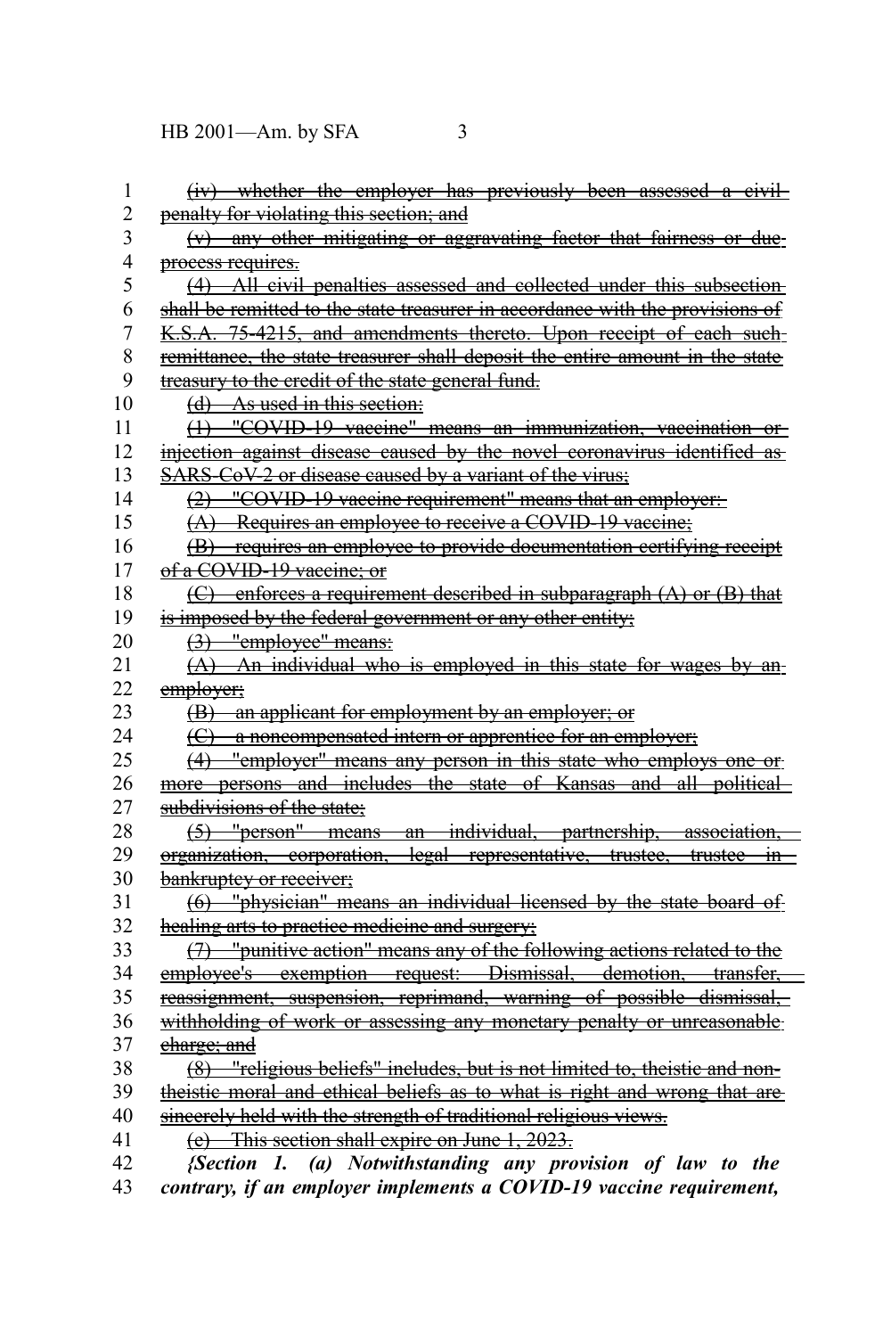~~(iv) whether the employer has previously been assessed a civil penalty for violating this section; and~~

~~(v) any other mitigating or aggravating factor that fairness or due process requires.~~

~~(4) All civil penalties assessed and collected under this subsection shall be remitted to the state treasurer in accordance with the provisions of K.S.A. 75-4215, and amendments thereto. Upon receipt of each such remittance, the state treasurer shall deposit the entire amount in the state treasury to the credit of the state general fund.~~

~~(d) As used in this section:~~

~~(1) "COVID-19 vaccine" means an immunization, vaccination or injection against disease caused by the novel coronavirus identified as SARS-CoV-2 or disease caused by a variant of the virus;~~

~~(2) "COVID-19 vaccine requirement" means that an employer:~~

~~(A) Requires an employee to receive a COVID-19 vaccine;~~

~~(B) requires an employee to provide documentation certifying receipt of a COVID-19 vaccine; or~~

~~(C) enforces a requirement described in subparagraph (A) or (B) that is imposed by the federal government or any other entity;~~

~~(3) "employee" means:~~

~~(A) An individual who is employed in this state for wages by an employer;~~

~~(B) an applicant for employment by an employer; or~~

~~(C) a noncompensated intern or apprentice for an employer;~~

~~(4) "employer" means any person in this state who employs one or more persons and includes the state of Kansas and all political subdivisions of the state;~~

~~(5) "person" means an individual, partnership, association, organization, corporation, legal representative, trustee, trustee in bankruptcy or receiver;~~

~~(6) "physician" means an individual licensed by the state board of healing arts to practice medicine and surgery;~~

~~(7) "punitive action" means any of the following actions related to the employee's exemption request: Dismissal, demotion, transfer, reassignment, suspension, reprimand, warning of possible dismissal, withholding of work or assessing any monetary penalty or unreasonable charge; and~~

~~(8) "religious beliefs" includes, but is not limited to, theistic and non-theistic moral and ethical beliefs as to what is right and wrong that are sincerely held with the strength of traditional religious views.~~

~~(e) This section shall expire on June 1, 2023.~~

***{Section 1. (a) Notwithstanding any provision of law to the contrary, if an employer implements a COVID-19 vaccine requirement,***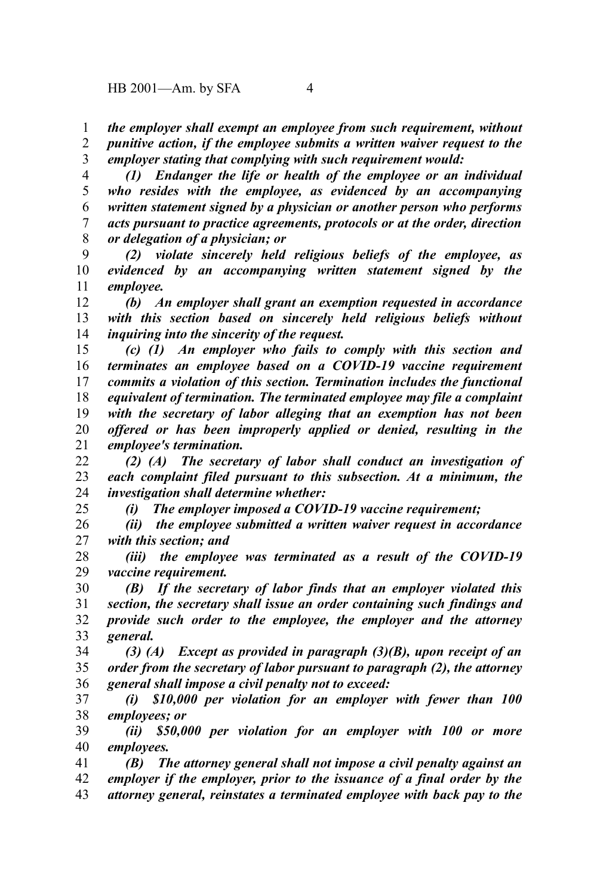*the employer shall exempt an employee from such requirement, without punitive action, if the employee submits a written waiver request to the employer stating that complying with such requirement would:*

*(1) Endanger the life or health of the employee or an individual who resides with the employee, as evidenced by an accompanying written statement signed by a physician or another person who performs acts pursuant to practice agreements, protocols or at the order, direction or delegation of a physician; or*

*(2) violate sincerely held religious beliefs of the employee, as evidenced by an accompanying written statement signed by the employee.*

*(b) An employer shall grant an exemption requested in accordance with this section based on sincerely held religious beliefs without inquiring into the sincerity of the request.*

*(c) (1) An employer who fails to comply with this section and terminates an employee based on a COVID-19 vaccine requirement commits a violation of this section. Termination includes the functional equivalent of termination. The terminated employee may file a complaint with the secretary of labor alleging that an exemption has not been offered or has been improperly applied or denied, resulting in the employee's termination.*

*(2) (A) The secretary of labor shall conduct an investigation of each complaint filed pursuant to this subsection. At a minimum, the investigation shall determine whether:*

*(i) The employer imposed a COVID-19 vaccine requirement;*

*(ii) the employee submitted a written waiver request in accordance with this section; and*

*(iii) the employee was terminated as a result of the COVID-19 vaccine requirement.*

*(B) If the secretary of labor finds that an employer violated this section, the secretary shall issue an order containing such findings and provide such order to the employee, the employer and the attorney general.*

*(3) (A) Except as provided in paragraph (3)(B), upon receipt of an order from the secretary of labor pursuant to paragraph (2), the attorney general shall impose a civil penalty not to exceed:*

*(i) $10,000 per violation for an employer with fewer than 100 employees; or*

*(ii) $50,000 per violation for an employer with 100 or more employees.*

*(B) The attorney general shall not impose a civil penalty against an employer if the employer, prior to the issuance of a final order by the attorney general, reinstates a terminated employee with back pay to the*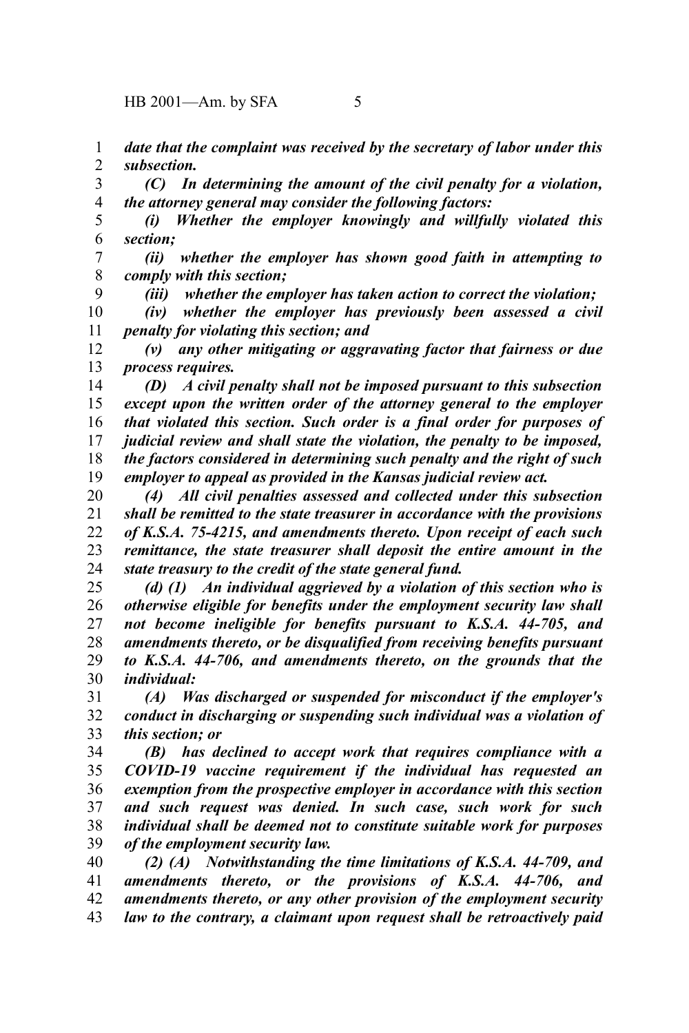*date that the complaint was received by the secretary of labor under this subsection.*

*(C) In determining the amount of the civil penalty for a violation, the attorney general may consider the following factors:*

*(i) Whether the employer knowingly and willfully violated this section;*

*(ii) whether the employer has shown good faith in attempting to comply with this section;*

*(iii) whether the employer has taken action to correct the violation;*

*(iv) whether the employer has previously been assessed a civil penalty for violating this section; and*

*(v) any other mitigating or aggravating factor that fairness or due process requires.*

*(D) A civil penalty shall not be imposed pursuant to this subsection except upon the written order of the attorney general to the employer that violated this section. Such order is a final order for purposes of judicial review and shall state the violation, the penalty to be imposed, the factors considered in determining such penalty and the right of such employer to appeal as provided in the Kansas judicial review act.*

*(4) All civil penalties assessed and collected under this subsection shall be remitted to the state treasurer in accordance with the provisions of K.S.A. 75-4215, and amendments thereto. Upon receipt of each such remittance, the state treasurer shall deposit the entire amount in the state treasury to the credit of the state general fund.*

*(d) (1) An individual aggrieved by a violation of this section who is otherwise eligible for benefits under the employment security law shall not become ineligible for benefits pursuant to K.S.A. 44-705, and amendments thereto, or be disqualified from receiving benefits pursuant to K.S.A. 44-706, and amendments thereto, on the grounds that the individual:*

*(A) Was discharged or suspended for misconduct if the employer's conduct in discharging or suspending such individual was a violation of this section; or*

*(B) has declined to accept work that requires compliance with a COVID-19 vaccine requirement if the individual has requested an exemption from the prospective employer in accordance with this section and such request was denied. In such case, such work for such individual shall be deemed not to constitute suitable work for purposes of the employment security law.*

*(2) (A) Notwithstanding the time limitations of K.S.A. 44-709, and amendments thereto, or the provisions of K.S.A. 44-706, and amendments thereto, or any other provision of the employment security law to the contrary, a claimant upon request shall be retroactively paid*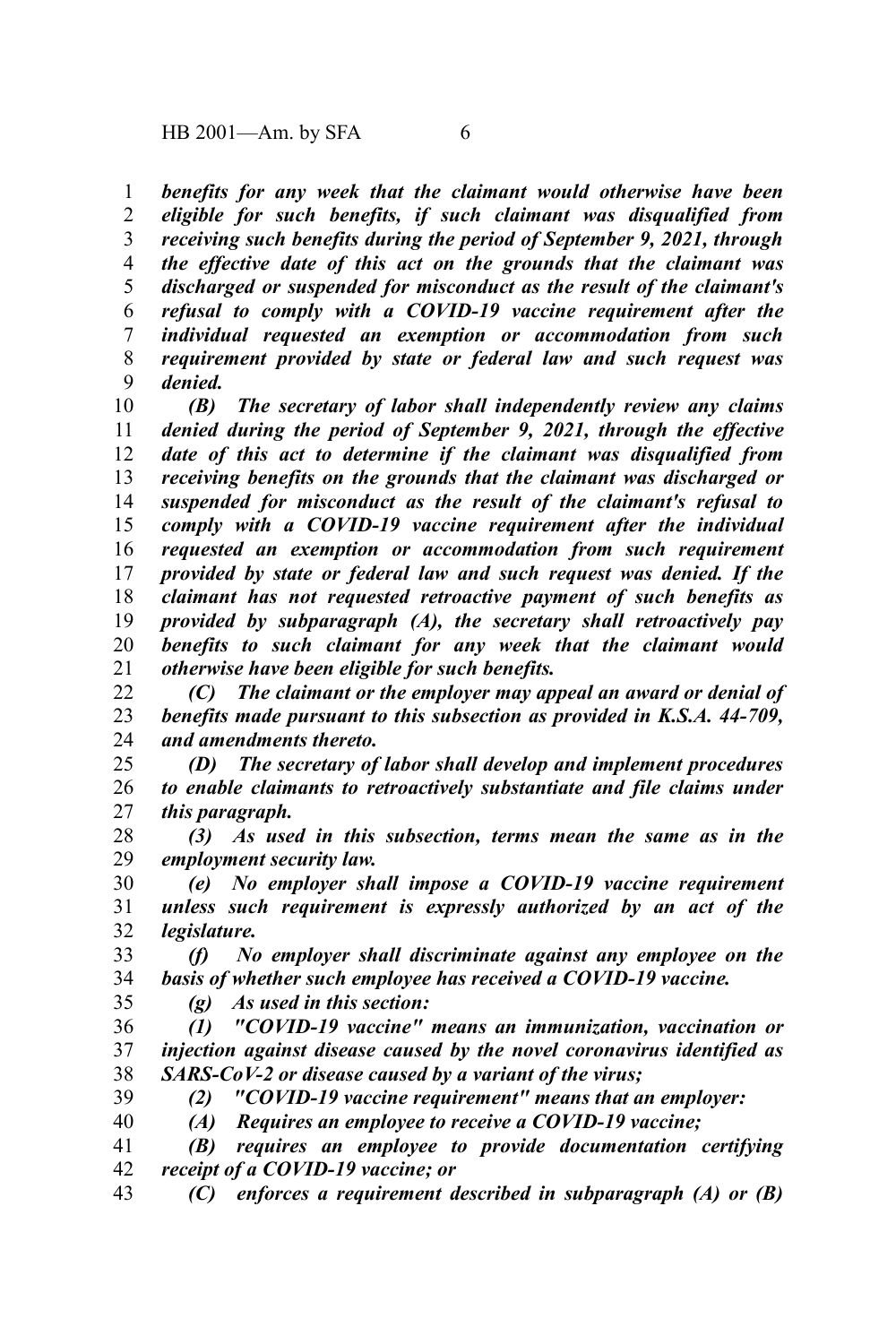***benefits for any week that the claimant would otherwise have been eligible for such benefits, if such claimant was disqualified from receiving such benefits during the period of September 9, 2021, through the effective date of this act on the grounds that the claimant was discharged or suspended for misconduct as the result of the claimant's refusal to comply with a COVID-19 vaccine requirement after the individual requested an exemption or accommodation from such requirement provided by state or federal law and such request was denied.***

***(B) The secretary of labor shall independently review any claims denied during the period of September 9, 2021, through the effective date of this act to determine if the claimant was disqualified from receiving benefits on the grounds that the claimant was discharged or suspended for misconduct as the result of the claimant's refusal to comply with a COVID-19 vaccine requirement after the individual requested an exemption or accommodation from such requirement provided by state or federal law and such request was denied. If the claimant has not requested retroactive payment of such benefits as provided by subparagraph (A), the secretary shall retroactively pay benefits to such claimant for any week that the claimant would otherwise have been eligible for such benefits.***

***(C) The claimant or the employer may appeal an award or denial of benefits made pursuant to this subsection as provided in K.S.A. 44-709, and amendments thereto.***

***(D) The secretary of labor shall develop and implement procedures to enable claimants to retroactively substantiate and file claims under this paragraph.***

***(3) As used in this subsection, terms mean the same as in the employment security law.***

***(e) No employer shall impose a COVID-19 vaccine requirement unless such requirement is expressly authorized by an act of the legislature.***

***(f) No employer shall discriminate against any employee on the basis of whether such employee has received a COVID-19 vaccine.***

***(g) As used in this section:***

***(1) "COVID-19 vaccine" means an immunization, vaccination or injection against disease caused by the novel coronavirus identified as SARS-CoV-2 or disease caused by a variant of the virus;***

***(2) "COVID-19 vaccine requirement" means that an employer:***

***(A) Requires an employee to receive a COVID-19 vaccine;***

***(B) requires an employee to provide documentation certifying receipt of a COVID-19 vaccine; or***

***(C) enforces a requirement described in subparagraph (A) or (B)***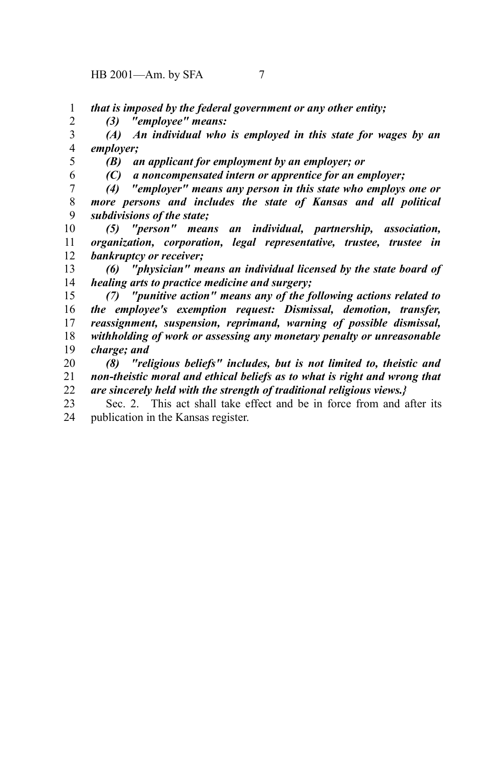***that is imposed by the federal government or any other entity;***

***(3) "employee" means:***

***(A) An individual who is employed in this state for wages by an employer;***

***(B) an applicant for employment by an employer; or***

***(C) a noncompensated intern or apprentice for an employer;***

***(4) "employer" means any person in this state who employs one or more persons and includes the state of Kansas and all political subdivisions of the state;***

***(5) "person" means an individual, partnership, association, organization, corporation, legal representative, trustee, trustee in bankruptcy or receiver;***

***(6) "physician" means an individual licensed by the state board of healing arts to practice medicine and surgery;***

***(7) "punitive action" means any of the following actions related to the employee's exemption request: Dismissal, demotion, transfer, reassignment, suspension, reprimand, warning of possible dismissal, withholding of work or assessing any monetary penalty or unreasonable charge; and***

***(8) "religious beliefs" includes, but is not limited to, theistic and non-theistic moral and ethical beliefs as to what is right and wrong that are sincerely held with the strength of traditional religious views.}***

Sec. 2. This act shall take effect and be in force from and after its publication in the Kansas register.